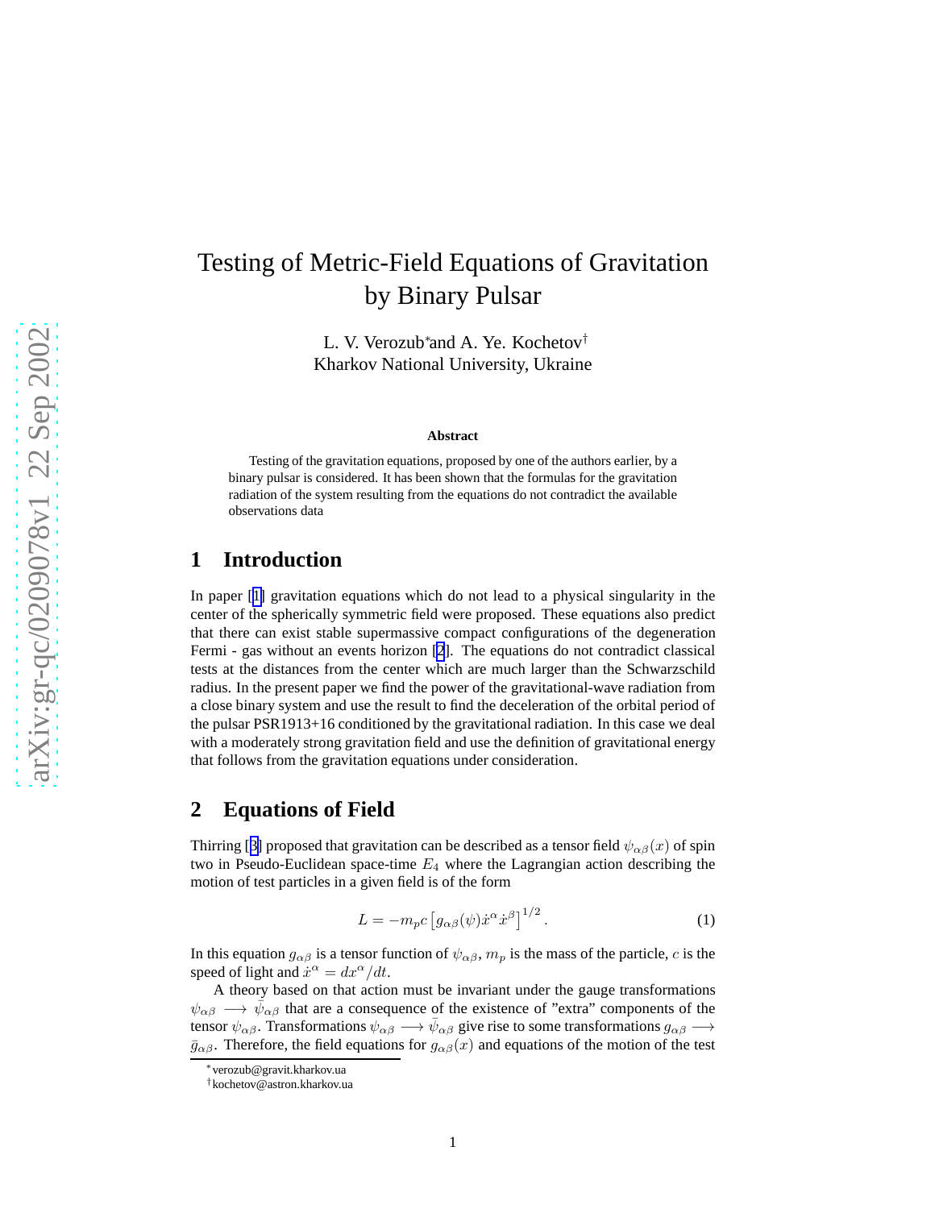# Testing of Metric-Field Equations of Gravitation by Binary Pulsar

L. V. Verozub[*] and A. Ye. Kochetov[†]
Kharkov National University, Ukraine

**Abstract**

Testing of the gravitation equations, proposed by one of the authors earlier, by a binary pulsar is considered. It has been shown that the formulas for the gravitation radiation of the system resulting from the equations do not contradict the available observations data

## 1 Introduction

In paper [1] gravitation equations which do not lead to a physical singularity in the center of the spherically symmetric field were proposed. These equations also predict that there can exist stable supermassive compact configurations of the degeneration Fermi - gas without an events horizon [2]. The equations do not contradict classical tests at the distances from the center which are much larger than the Schwarzschild radius. In the present paper we find the power of the gravitational-wave radiation from a close binary system and use the result to find the deceleration of the orbital period of the pulsar PSR1913+16 conditioned by the gravitational radiation. In this case we deal with a moderately strong gravitation field and use the definition of gravitational energy that follows from the gravitation equations under consideration.

## 2 Equations of Field

Thirring [3] proposed that gravitation can be described as a tensor field $\psi_{\alpha\beta}(x)$ of spin two in Pseudo-Euclidean space-time $E_4$ where the Lagrangian action describing the motion of test particles in a given field is of the form

$$L = -m_p c \left[ g_{\alpha\beta}(\psi) \dot{x}^\alpha \dot{x}^\beta \right]^{1/2}. \tag{1}$$

In this equation $g_{\alpha\beta}$ is a tensor function of $\psi_{\alpha\beta}$, $m_p$ is the mass of the particle, $c$ is the speed of light and $\dot{x}^\alpha = dx^\alpha/dt$.

A theory based on that action must be invariant under the gauge transformations $\psi_{\alpha\beta} \longrightarrow \bar{\psi}_{\alpha\beta}$ that are a consequence of the existence of "extra" components of the tensor $\psi_{\alpha\beta}$. Transformations $\psi_{\alpha\beta} \longrightarrow \bar{\psi}_{\alpha\beta}$ give rise to some transformations $g_{\alpha\beta} \longrightarrow \bar{g}_{\alpha\beta}$. Therefore, the field equations for $g_{\alpha\beta}(x)$ and equations of the motion of the test

[*] verozub@gravit.kharkov.ua
[†] kochetov@astron.kharkov.ua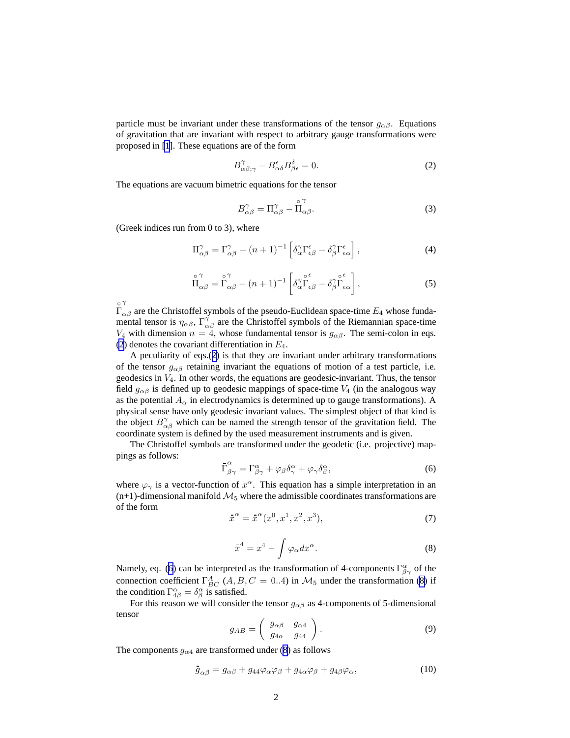particle must be invariant under these transformations of the tensor $g_{\alpha\beta}$. Equations of gravitation that are invariant with respect to arbitrary gauge transformations were proposed in [1]. These equations are of the form

$$B^{\gamma}_{\alpha\beta;\gamma} - B^{\epsilon}_{\alpha\delta} B^{\delta}_{\beta\epsilon} = 0. \tag{2}$$

The equations are vacuum bimetric equations for the tensor

$$B^{\gamma}_{\alpha\beta} = \Pi^{\gamma}_{\alpha\beta} - \overset{\circ}{\Pi}{}^{\gamma}_{\alpha\beta}. \tag{3}$$

(Greek indices run from 0 to 3), where

$$\Pi^{\gamma}_{\alpha\beta} = \Gamma^{\gamma}_{\alpha\beta} - (n+1)^{-1} \left[ \delta^{\gamma}_{\alpha} \Gamma^{\epsilon}_{\epsilon\beta} - \delta^{\gamma}_{\beta} \Gamma^{\epsilon}_{\epsilon\alpha} \right], \tag{4}$$

$$\overset{\circ}{\Pi}{}^{\gamma}_{\alpha\beta} = \overset{\circ}{\Gamma}{}^{\gamma}_{\alpha\beta} - (n+1)^{-1} \left[ \delta^{\gamma}_{\alpha} \overset{\circ}{\Gamma}{}^{\epsilon}_{\epsilon\beta} - \delta^{\gamma}_{\beta} \overset{\circ}{\Gamma}{}^{\epsilon}_{\epsilon\alpha} \right], \tag{5}$$

$\overset{\circ}{\Gamma}{}^{\gamma}_{\alpha\beta}$ are the Christoffel symbols of the pseudo-Euclidean space-time $E_4$ whose fundamental tensor is $\eta_{\alpha\beta}$, $\Gamma^{\gamma}_{\alpha\beta}$ are the Christoffel symbols of the Riemannian space-time $V_4$ with dimension $n = 4$, whose fundamental tensor is $g_{\alpha\beta}$. The semi-colon in eqs. (2) denotes the covariant differentiation in $E_4$.

A peculiarity of eqs.(2) is that they are invariant under arbitrary transformations of the tensor $g_{\alpha\beta}$ retaining invariant the equations of motion of a test particle, i.e. geodesics in $V_4$. In other words, the equations are geodesic-invariant. Thus, the tensor field $g_{\alpha\beta}$ is defined up to geodesic mappings of space-time $V_4$ (in the analogous way as the potential $A_\alpha$ in electrodynamics is determined up to gauge transformations). A physical sense have only geodesic invariant values. The simplest object of that kind is the object $B^{\gamma}_{\alpha\beta}$ which can be named the strength tensor of the gravitation field. The coordinate system is defined by the used measurement instruments and is given.

The Christoffel symbols are transformed under the geodetic (i.e. projective) mappings as follows:

$$\bar{\Gamma}^{\alpha}_{\beta\gamma} = \Gamma^{\alpha}_{\beta\gamma} + \varphi_\beta \delta^{\alpha}_{\gamma} + \varphi_\gamma \delta^{\alpha}_{\beta}, \tag{6}$$

where $\varphi_\gamma$ is a vector-function of $x^\alpha$. This equation has a simple interpretation in an (n+1)-dimensional manifold $\mathcal{M}_5$ where the admissible coordinates transformations are of the form

$$\bar{x}^{\alpha} = \bar{x}^{\alpha}(x^0, x^1, x^2, x^3), \tag{7}$$

$$\bar{x}^{4} = x^4 - \int \varphi_\alpha dx^\alpha. \tag{8}$$

Namely, eq. (6) can be interpreted as the transformation of 4-components $\Gamma^{\alpha}_{\beta\gamma}$ of the connection coefficient $\Gamma^{A}_{BC}$ $(A, B, C = 0..4)$ in $\mathcal{M}_5$ under the transformation (8) if the condition $\Gamma^{\alpha}_{4\beta} = \delta^{\alpha}_{\beta}$ is satisfied.

For this reason we will consider the tensor $g_{\alpha\beta}$ as 4-components of 5-dimensional tensor

$$g_{AB} = \begin{pmatrix} g_{\alpha\beta} & g_{\alpha 4} \\ g_{4\alpha} & g_{44} \end{pmatrix}. \tag{9}$$

The components $g_{\alpha 4}$ are transformed under (8) as follows

$$\bar{g}_{\alpha\beta} = g_{\alpha\beta} + g_{44}\varphi_\alpha\varphi_\beta + g_{4\alpha}\varphi_\beta + g_{4\beta}\varphi_\alpha, \tag{10}$$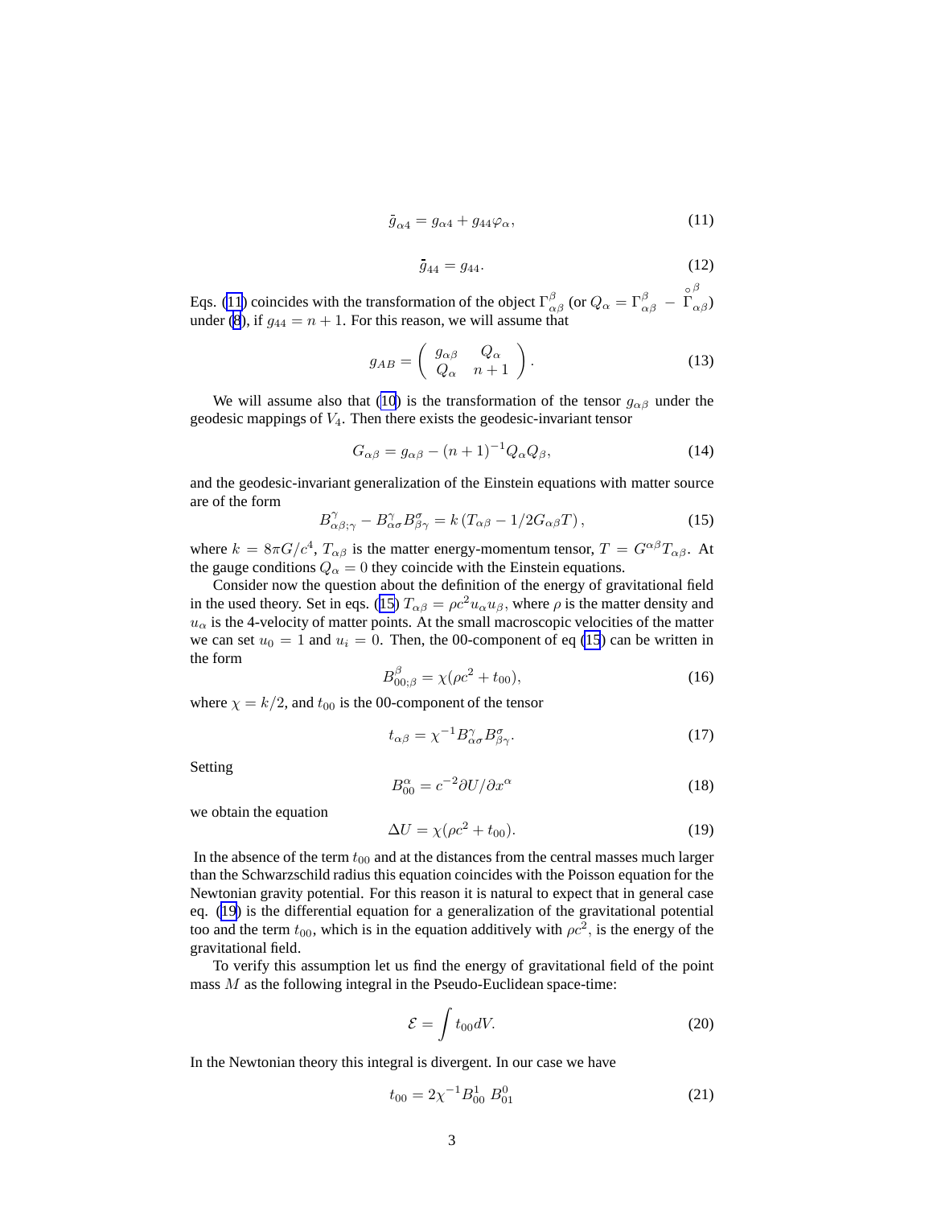$$\bar{g}_{\alpha 4} = g_{\alpha 4} + g_{44}\varphi_\alpha, \tag{11}$$

$$\bar{g}_{44} = g_{44}. \tag{12}$$

Eqs. (11) coincides with the transformation of the object $\Gamma^\beta_{\alpha\beta}$ (or $Q_\alpha = \Gamma^\beta_{\alpha\beta} - \overset{\circ}{\Gamma}{}^\beta_{\alpha\beta}$) under (8), if $g_{44} = n + 1$. For this reason, we will assume that

$$g_{AB} = \begin{pmatrix} g_{\alpha\beta} & Q_\alpha \\ Q_\alpha & n+1 \end{pmatrix}. \tag{13}$$

We will assume also that (10) is the transformation of the tensor $g_{\alpha\beta}$ under the geodesic mappings of $V_4$. Then there exists the geodesic-invariant tensor

$$G_{\alpha\beta} = g_{\alpha\beta} - (n+1)^{-1} Q_\alpha Q_\beta, \tag{14}$$

and the geodesic-invariant generalization of the Einstein equations with matter source are of the form

$$B^\gamma_{\alpha\beta;\gamma} - B^\gamma_{\alpha\sigma} B^\sigma_{\beta\gamma} = k\left(T_{\alpha\beta} - 1/2 G_{\alpha\beta} T\right), \tag{15}$$

where $k = 8\pi G/c^4$, $T_{\alpha\beta}$ is the matter energy-momentum tensor, $T = G^{\alpha\beta}T_{\alpha\beta}$. At the gauge conditions $Q_\alpha = 0$ they coincide with the Einstein equations.

Consider now the question about the definition of the energy of gravitational field in the used theory. Set in eqs. (15) $T_{\alpha\beta} = \rho c^2 u_\alpha u_\beta$, where $\rho$ is the matter density and $u_\alpha$ is the 4-velocity of matter points. At the small macroscopic velocities of the matter we can set $u_0 = 1$ and $u_i = 0$. Then, the 00-component of eq (15) can be written in the form

$$B^\beta_{00;\beta} = \chi(\rho c^2 + t_{00}), \tag{16}$$

where $\chi = k/2$, and $t_{00}$ is the 00-component of the tensor

$$t_{\alpha\beta} = \chi^{-1} B^\gamma_{\alpha\sigma} B^\sigma_{\beta\gamma}. \tag{17}$$

Setting

$$B^\alpha_{00} = c^{-2}\partial U/\partial x^\alpha \tag{18}$$

we obtain the equation

$$\Delta U = \chi(\rho c^2 + t_{00}). \tag{19}$$

In the absence of the term $t_{00}$ and at the distances from the central masses much larger than the Schwarzschild radius this equation coincides with the Poisson equation for the Newtonian gravity potential. For this reason it is natural to expect that in general case eq. (19) is the differential equation for a generalization of the gravitational potential too and the term $t_{00}$, which is in the equation additively with $\rho c^2$, is the energy of the gravitational field.

To verify this assumption let us find the energy of gravitational field of the point mass $M$ as the following integral in the Pseudo-Euclidean space-time:

$$\mathcal{E} = \int t_{00} dV. \tag{20}$$

In the Newtonian theory this integral is divergent. In our case we have

$$t_{00} = 2\chi^{-1} B^1_{00}\, B^0_{01} \tag{21}$$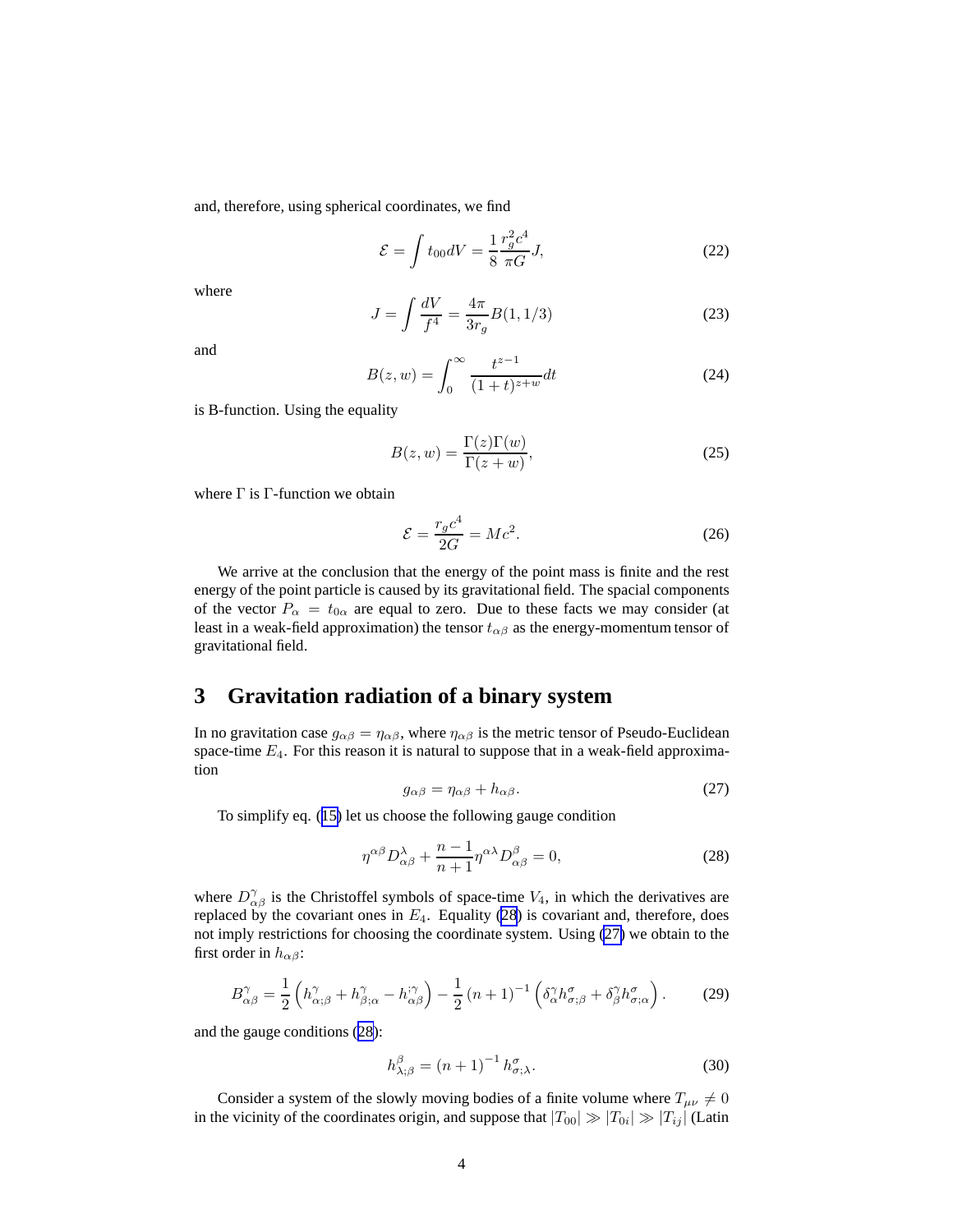and, therefore, using spherical coordinates, we find

$$\mathcal{E} = \int t_{00} dV = \frac{1}{8} \frac{r_g^2 c^4}{\pi G} J, \tag{22}$$

where

$$J = \int \frac{dV}{f^4} = \frac{4\pi}{3r_g} B(1, 1/3) \tag{23}$$

and

$$B(z, w) = \int_0^\infty \frac{t^{z-1}}{(1+t)^{z+w}} dt \tag{24}$$

is B-function. Using the equality

$$B(z, w) = \frac{\Gamma(z)\Gamma(w)}{\Gamma(z+w)}, \tag{25}$$

where $\Gamma$ is $\Gamma$-function we obtain

$$\mathcal{E} = \frac{r_g c^4}{2G} = Mc^2. \tag{26}$$

We arrive at the conclusion that the energy of the point mass is finite and the rest energy of the point particle is caused by its gravitational field. The spacial components of the vector $P_\alpha = t_{0\alpha}$ are equal to zero. Due to these facts we may consider (at least in a weak-field approximation) the tensor $t_{\alpha\beta}$ as the energy-momentum tensor of gravitational field.

## 3 Gravitation radiation of a binary system

In no gravitation case $g_{\alpha\beta} = \eta_{\alpha\beta}$, where $\eta_{\alpha\beta}$ is the metric tensor of Pseudo-Euclidean space-time $E_4$. For this reason it is natural to suppose that in a weak-field approximation

$$g_{\alpha\beta} = \eta_{\alpha\beta} + h_{\alpha\beta}. \tag{27}$$

To simplify eq. (15) let us choose the following gauge condition

$$\eta^{\alpha\beta} D^\lambda_{\alpha\beta} + \frac{n-1}{n+1} \eta^{\alpha\lambda} D^\beta_{\alpha\beta} = 0, \tag{28}$$

where $D^\gamma_{\alpha\beta}$ is the Christoffel symbols of space-time $V_4$, in which the derivatives are replaced by the covariant ones in $E_4$. Equality (28) is covariant and, therefore, does not imply restrictions for choosing the coordinate system. Using (27) we obtain to the first order in $h_{\alpha\beta}$:

$$B^\gamma_{\alpha\beta} = \frac{1}{2}\left(h^\gamma_{\alpha;\beta} + h^\gamma_{\beta;\alpha} - h^{;\gamma}_{\alpha\beta}\right) - \frac{1}{2}(n+1)^{-1}\left(\delta^\gamma_\alpha h^\sigma_{\sigma;\beta} + \delta^\gamma_\beta h^\sigma_{\sigma;\alpha}\right). \tag{29}$$

and the gauge conditions (28):

$$h^\beta_{\lambda;\beta} = (n+1)^{-1} h^\sigma_{\sigma;\lambda}. \tag{30}$$

Consider a system of the slowly moving bodies of a finite volume where $T_{\mu\nu} \neq 0$ in the vicinity of the coordinates origin, and suppose that $|T_{00}| \gg |T_{0i}| \gg |T_{ij}|$ (Latin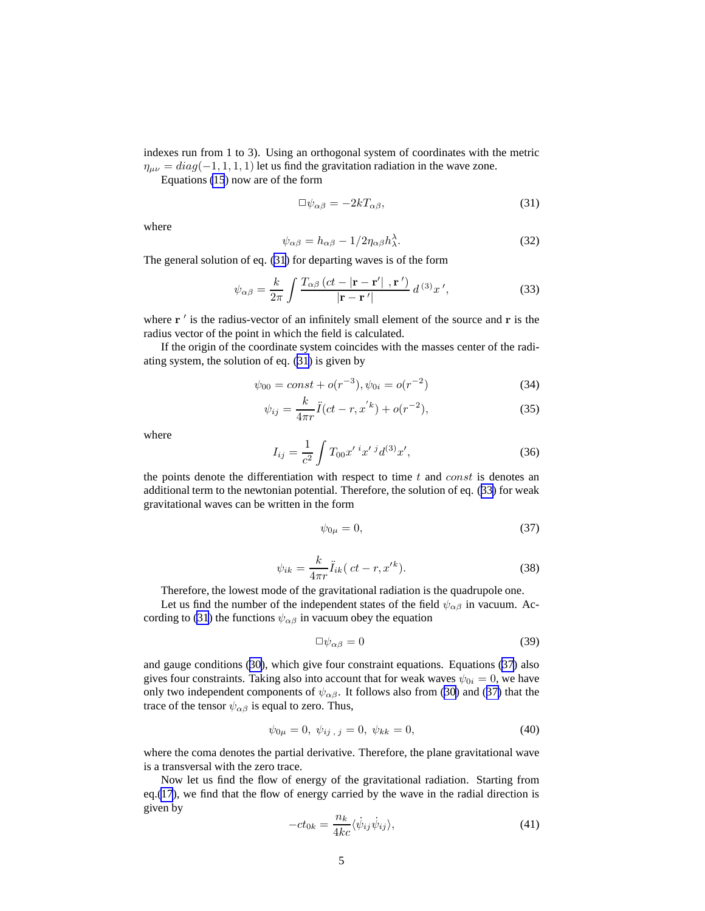indexes run from 1 to 3). Using an orthogonal system of coordinates with the metric $\eta_{\mu\nu} = diag(-1, 1, 1, 1)$ let us find the gravitation radiation in the wave zone.

Equations (15) now are of the form

$$\Box \psi_{\alpha\beta} = -2kT_{\alpha\beta}, \tag{31}$$

where

$$\psi_{\alpha\beta} = h_{\alpha\beta} - 1/2\eta_{\alpha\beta}h^{\lambda}_{\lambda}. \tag{32}$$

The general solution of eq. (31) for departing waves is of the form

$$\psi_{\alpha\beta} = \frac{k}{2\pi}\int \frac{T_{\alpha\beta}\left(ct - |\mathbf{r}-\mathbf{r}'|\ ,\mathbf{r}\,'\right)}{|\mathbf{r}-\mathbf{r}\,'|}\, d^{\,(3)}x\,', \tag{33}$$

where $\mathbf{r}\,'$ is the radius-vector of an infinitely small element of the source and $\mathbf{r}$ is the radius vector of the point in which the field is calculated.

If the origin of the coordinate system coincides with the masses center of the radiating system, the solution of eq. (31) is given by

$$\psi_{00} = const + o(r^{-3}), \psi_{0i} = o(r^{-2}) \tag{34}$$

$$\psi_{ij} = \frac{k}{4\pi r}\ddot{I}(ct - r, x^{'k}) + o(r^{-2}), \tag{35}$$

where

$$I_{ij} = \frac{1}{c^2}\int T_{00}x'^{\,i}x'^{\,j}d^{(3)}x', \tag{36}$$

the points denote the differentiation with respect to time $t$ and $const$ is denotes an additional term to the newtonian potential. Therefore, the solution of eq. (33) for weak gravitational waves can be written in the form

$$\psi_{0\mu} = 0, \tag{37}$$

$$\psi_{ik} = \frac{k}{4\pi r}\ddot{I}_{ik}(\,ct - r, x'^{k}). \tag{38}$$

Therefore, the lowest mode of the gravitational radiation is the quadrupole one.

Let us find the number of the independent states of the field $\psi_{\alpha\beta}$ in vacuum. According to (31) the functions $\psi_{\alpha\beta}$ in vacuum obey the equation

$$\Box \psi_{\alpha\beta} = 0 \tag{39}$$

and gauge conditions (30), which give four constraint equations. Equations (37) also gives four constraints. Taking also into account that for weak waves $\psi_{0i} = 0$, we have only two independent components of $\psi_{\alpha\beta}$. It follows also from (30) and (37) that the trace of the tensor $\psi_{\alpha\beta}$ is equal to zero. Thus,

$$\psi_{0\mu} = 0,\ \psi_{ij\ ,\ j} = 0,\ \psi_{kk} = 0, \tag{40}$$

where the coma denotes the partial derivative. Therefore, the plane gravitational wave is a transversal with the zero trace.

Now let us find the flow of energy of the gravitational radiation. Starting from eq.(17), we find that the flow of energy carried by the wave in the radial direction is given by

$$-ct_{0k} = \frac{n_k}{4kc}\langle\dot{\psi}_{ij}\dot{\psi}_{ij}\rangle, \tag{41}$$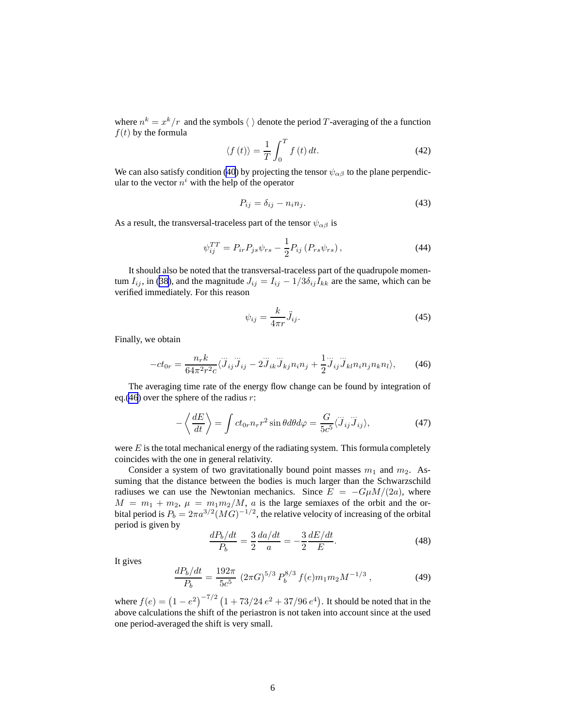where $n^k = x^k/r$ and the symbols $\langle \, \rangle$ denote the period $T$-averaging of the a function $f(t)$ by the formula

$$\langle f(t) \rangle = \frac{1}{T} \int_0^T f(t) \, dt. \tag{42}$$

We can also satisfy condition (40) by projecting the tensor $\psi_{\alpha\beta}$ to the plane perpendicular to the vector $n^i$ with the help of the operator

$$P_{ij} = \delta_{ij} - n_i n_j. \tag{43}$$

As a result, the transversal-traceless part of the tensor $\psi_{\alpha\beta}$ is

$$\psi_{ij}^{TT} = P_{ir} P_{js} \psi_{rs} - \frac{1}{2} P_{ij} \left( P_{rs} \psi_{rs} \right), \tag{44}$$

It should also be noted that the transversal-traceless part of the quadrupole momentum $I_{ij}$, in (38), and the magnitude $J_{ij} = I_{ij} - 1/3 \delta_{ij} I_{kk}$ are the same, which can be verified immediately. For this reason

$$\psi_{ij} = \frac{k}{4\pi r} \ddot{J}_{ij}. \tag{45}$$

Finally, we obtain

$$-c t_{0r} = \frac{n_r k}{64 \pi^2 r^2 c} \langle \dddot{J}_{ij} \dddot{J}_{ij} - 2 \dddot{J}_{ik} \dddot{J}_{kj} n_i n_j + \frac{1}{2} \dddot{J}_{ij} \dddot{J}_{kl} n_i n_j n_k n_l \rangle, \tag{46}$$

The averaging time rate of the energy flow change can be found by integration of eq.(46) over the sphere of the radius $r$:

$$-\left\langle \frac{dE}{dt} \right\rangle = \int c t_{0r} n_r r^2 \sin\theta d\theta d\varphi = \frac{G}{5c^5} \langle \dddot{J}_{ij} \dddot{J}_{ij} \rangle, \tag{47}$$

were $E$ is the total mechanical energy of the radiating system. This formula completely coincides with the one in general relativity.

Consider a system of two gravitationally bound point masses $m_1$ and $m_2$. Assuming that the distance between the bodies is much larger than the Schwarzschild radiuses we can use the Newtonian mechanics. Since $E = -G\mu M/(2a)$, where $M = m_1 + m_2$, $\mu = m_1 m_2 / M$, $a$ is the large semiaxes of the orbit and the orbital period is $P_b = 2\pi a^{3/2} (MG)^{-1/2}$, the relative velocity of increasing of the orbital period is given by

$$\frac{dP_b/dt}{P_b} = \frac{3}{2} \frac{da/dt}{a} = -\frac{3}{2} \frac{dE/dt}{E}. \tag{48}$$

It gives

$$\frac{dP_b/dt}{P_b} = \frac{192\pi}{5c^5} \, (2\pi G)^{5/3} P_b^{8/3} f(e) m_1 m_2 M^{-1/3} \,, \tag{49}$$

where $f(e) = \left(1 - e^2\right)^{-7/2} \left(1 + 73/24 \, e^2 + 37/96 \, e^4\right)$. It should be noted that in the above calculations the shift of the periastron is not taken into account since at the used one period-averaged the shift is very small.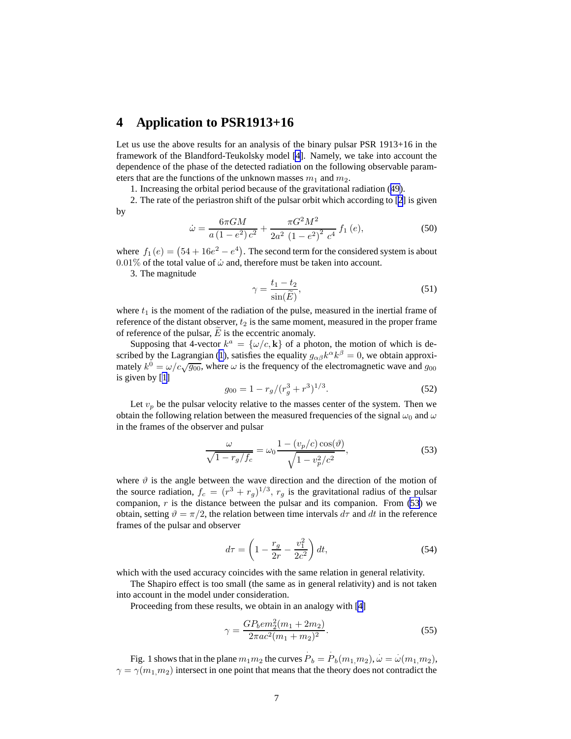## 4 Application to PSR1913+16

Let us use the above results for an analysis of the binary pulsar PSR 1913+16 in the framework of the Blandford-Teukolsky model [4]. Namely, we take into account the dependence of the phase of the detected radiation on the following observable parameters that are the functions of the unknown masses $m_1$ and $m_2$.

1. Increasing the orbital period because of the gravitational radiation (49).

2. The rate of the periastron shift of the pulsar orbit which according to [2] is given by

$$\dot{\omega} = \frac{6\pi GM}{a\left(1-e^2\right)c^2} + \frac{\pi G^2 M^2}{2a^2\left(1-e^2\right)^2 c^4}\, f_1\left(e\right), \tag{50}$$

where $f_1\left(e\right) = \left(54 + 16e^2 - e^4\right)$. The second term for the considered system is about $0.01\%$ of the total value of $\dot{\omega}$ and, therefore must be taken into account.

3. The magnitude

$$\gamma = \frac{t_1 - t_2}{\sin(\widetilde{E})}, \tag{51}$$

where $t_1$ is the moment of the radiation of the pulse, measured in the inertial frame of reference of the distant observer, $t_2$ is the same moment, measured in the proper frame of reference of the pulsar, $\widetilde{E}$ is the eccentric anomaly.

Supposing that 4-vector $k^a = \{\omega/c, \mathbf{k}\}$ of a photon, the motion of which is described by the Lagrangian (1), satisfies the equality $g_{\alpha\beta}k^\alpha k^\beta = 0$, we obtain approximately $k^0 = \omega/c\sqrt{g_{00}}$, where $\omega$ is the frequency of the electromagnetic wave and $g_{00}$ is given by [1]

$$g_{00} = 1 - r_g/(r_g^3 + r^3)^{1/3}. \tag{52}$$

Let $v_p$ be the pulsar velocity relative to the masses center of the system. Then we obtain the following relation between the measured frequencies of the signal $\omega_0$ and $\omega$ in the frames of the observer and pulsar

$$\frac{\omega}{\sqrt{1 - r_g/f_c}} = \omega_0 \frac{1 - (v_p/c)\cos(\vartheta)}{\sqrt{1 - v_p^2/c^2}}, \tag{53}$$

where $\vartheta$ is the angle between the wave direction and the direction of the motion of the source radiation, $f_c = (r^3 + r_g)^{1/3}$, $r_g$ is the gravitational radius of the pulsar companion, $r$ is the distance between the pulsar and its companion. From (53) we obtain, setting $\vartheta = \pi/2$, the relation between time intervals $d\tau$ and $dt$ in the reference frames of the pulsar and observer

$$d\tau = \left(1 - \frac{r_g}{2r} - \frac{v_1^2}{2c^2}\right) dt, \tag{54}$$

which with the used accuracy coincides with the same relation in general relativity.

The Shapiro effect is too small (the same as in general relativity) and is not taken into account in the model under consideration.

Proceeding from these results, we obtain in an analogy with [4]

$$\gamma = \frac{GP_b e m_2^2(m_1 + 2m_2)}{2\pi a c^2(m_1 + m_2)^2}. \tag{55}$$

Fig. 1 shows that in the plane $m_1 m_2$ the curves $\dot{P}_b = \dot{P}_b(m_{1,} m_2)$, $\dot{\omega} = \dot{\omega}(m_{1,} m_2)$, $\gamma = \gamma(m_{1,} m_2)$ intersect in one point that means that the theory does not contradict the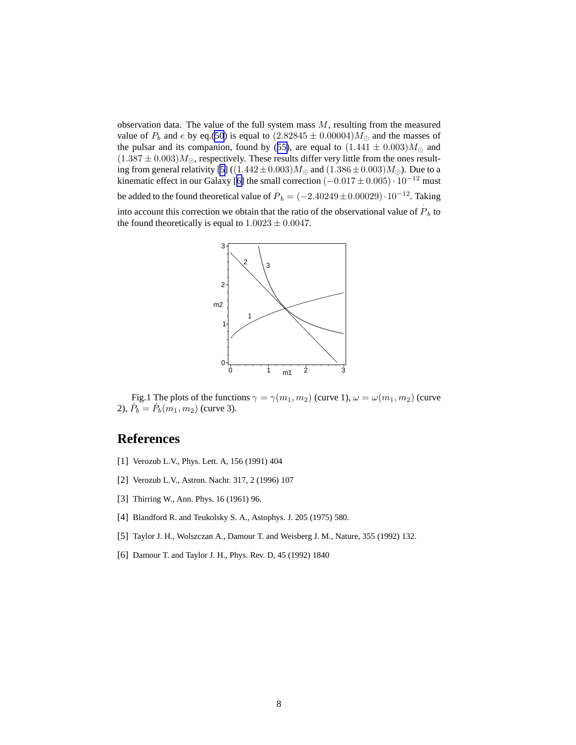observation data. The value of the full system mass $M$, resulting from the measured value of $P_b$ and $e$ by eq.(50) is equal to $(2.82845 \pm 0.00004)M_\odot$ and the masses of the pulsar and its companion, found by (55), are equal to $(1.441 \pm 0.003)M_\odot$ and $(1.387 \pm 0.003)M_\odot$, respectively. These results differ very little from the ones resulting from general relativity [5] ($(1.442 \pm 0.003)M_\odot$ and $(1.386 \pm 0.003)M_\odot$). Due to a kinematic effect in our Galaxy [6] the small correction $(-0.017 \pm 0.005) \cdot 10^{-12}$ must be added to the found theoretical value of $\dot{P}_b = (-2.40249 \pm 0.00029) \cdot 10^{-12}$. Taking into account this correction we obtain that the ratio of the observational value of $\dot{P}_b$ to the found theoretically is equal to $1.0023 \pm 0.0047$.

m2

m1

0

1

2

3

1

2

3

Fig.1 The plots of the functions $\gamma = \gamma(m_1, m_2)$ (curve 1), $\omega = \omega(m_1, m_2)$ (curve 2), $\dot{P}_b = \dot{P}_b(m_1, m_2)$ (curve 3).

# References

[1] Verozub L.V., Phys. Lett. A, 156 (1991) 404

[2] Verozub L.V., Astron. Nachr. 317, 2 (1996) 107

[3] Thirring W., Ann. Phys. 16 (1961) 96.

[4] Blandford R. and Teukolsky S. A., Astophys. J. 205 (1975) 580.

[5] Taylor J. H., Wolszczan A., Damour T. and Weisberg J. M., Nature, 355 (1992) 132.

[6] Damour T. and Taylor J. H., Phys. Rev. D, 45 (1992) 1840